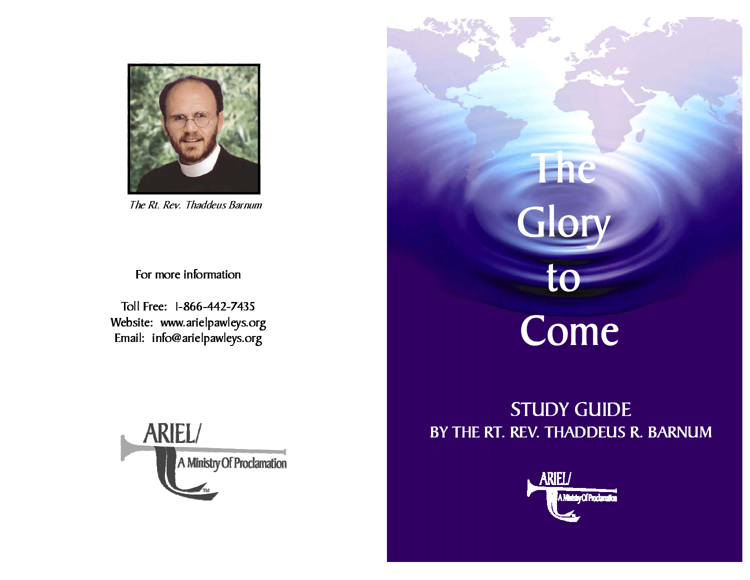The Rt. Rev. Thaddeus Barnum

For more information

Toll Free: 1-866-442-7435
Website: www.arielpawleys.org
Email: info@arielpawleys.org

ARIEL/ A Ministry Of Proclamation

# The Glory to Come

## STUDY GUIDE
## BY THE RT. REV. THADDEUS R. BARNUM

ARIEL/ A Ministry Of Proclamation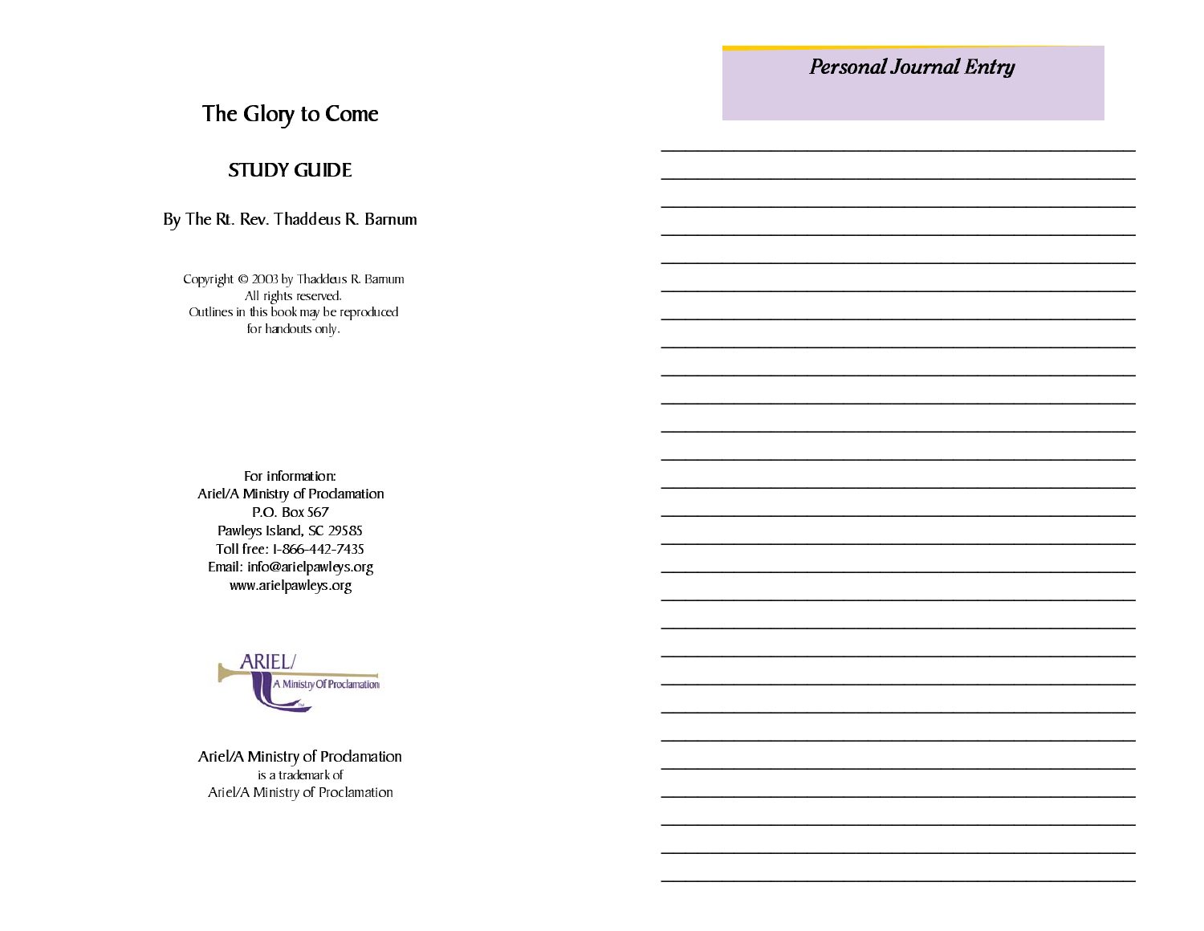# The Glory to Come

## STUDY GUIDE

By The Rt. Rev. Thaddeus R. Barnum

Copyright © 2003 by Thaddeus R. Barnum
All rights reserved.
Outlines in this book may be reproduced
for handouts only.

For information:
Ariel/A Ministry of Proclamation
P.O. Box 567
Pawleys Island, SC 29585
Toll free: 1-866-442-7435
Email: info@arielpawleys.org
www.arielpawleys.org

Ariel/A Ministry of Proclamation
is a trademark of
Ariel/A Ministry of Proclamation

## *Personal Journal Entry*

____________________________________________
____________________________________________
____________________________________________
____________________________________________
____________________________________________
____________________________________________
____________________________________________
____________________________________________
____________________________________________
____________________________________________
____________________________________________
____________________________________________
____________________________________________
____________________________________________
____________________________________________
____________________________________________
____________________________________________
____________________________________________
____________________________________________
____________________________________________
____________________________________________
____________________________________________
____________________________________________
____________________________________________
____________________________________________
____________________________________________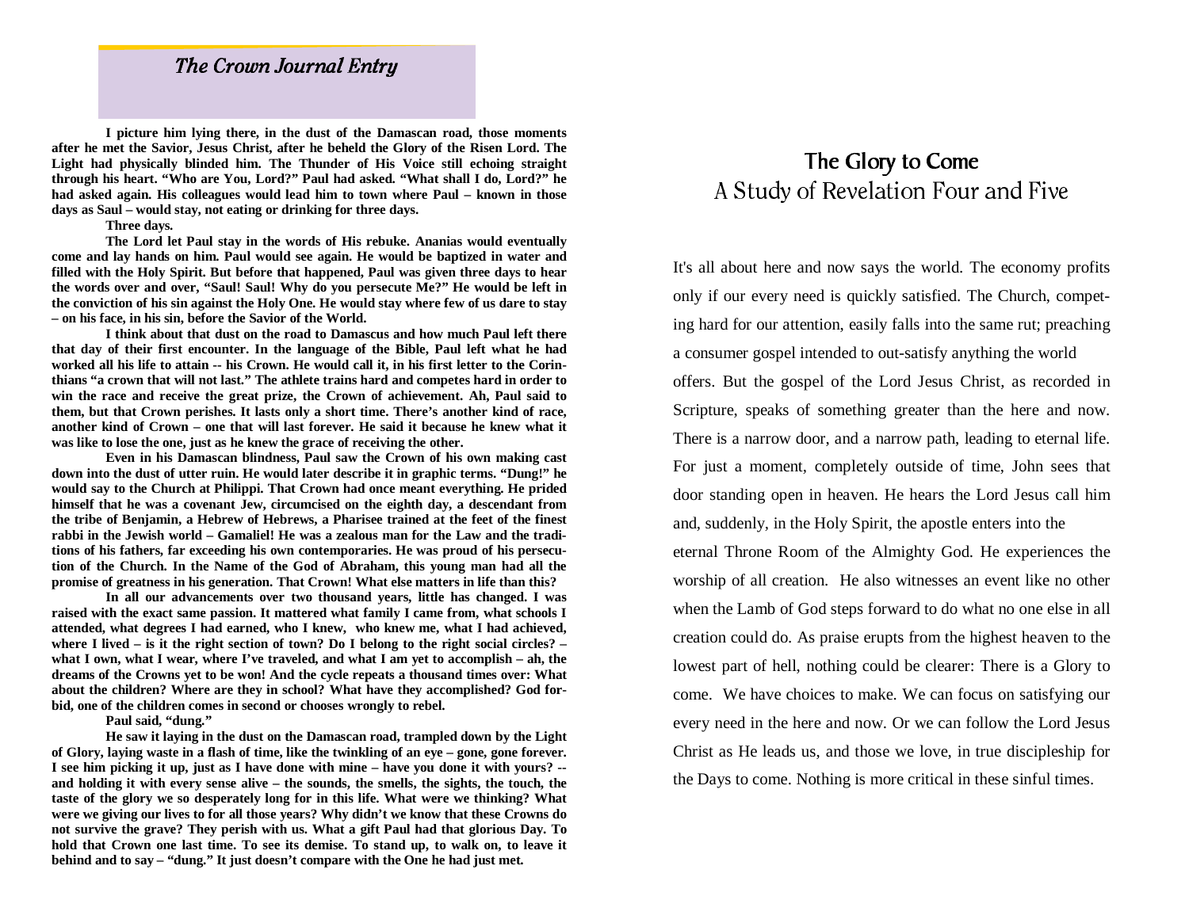## *The Crown Journal Entry*

**I picture him lying there, in the dust of the Damascan road, those moments after he met the Savior, Jesus Christ, after he beheld the Glory of the Risen Lord. The Light had physically blinded him. The Thunder of His Voice still echoing straight through his heart. "Who are You, Lord?" Paul had asked. "What shall I do, Lord?" he had asked again. His colleagues would lead him to town where Paul – known in those days as Saul – would stay, not eating or drinking for three days.**

**Three days.**

**The Lord let Paul stay in the words of His rebuke. Ananias would eventually come and lay hands on him. Paul would see again. He would be baptized in water and filled with the Holy Spirit. But before that happened, Paul was given three days to hear the words over and over, "Saul! Saul! Why do you persecute Me?" He would be left in the conviction of his sin against the Holy One. He would stay where few of us dare to stay – on his face, in his sin, before the Savior of the World.**

**I think about that dust on the road to Damascus and how much Paul left there that day of their first encounter. In the language of the Bible, Paul left what he had worked all his life to attain -- his Crown. He would call it, in his first letter to the Corinthians "a crown that will not last." The athlete trains hard and competes hard in order to win the race and receive the great prize, the Crown of achievement. Ah, Paul said to them, but that Crown perishes. It lasts only a short time. There's another kind of race, another kind of Crown – one that will last forever. He said it because he knew what it was like to lose the one, just as he knew the grace of receiving the other.**

**Even in his Damascan blindness, Paul saw the Crown of his own making cast down into the dust of utter ruin. He would later describe it in graphic terms. "Dung!" he would say to the Church at Philippi. That Crown had once meant everything. He prided himself that he was a covenant Jew, circumcised on the eighth day, a descendant from the tribe of Benjamin, a Hebrew of Hebrews, a Pharisee trained at the feet of the finest rabbi in the Jewish world – Gamaliel! He was a zealous man for the Law and the traditions of his fathers, far exceeding his own contemporaries. He was proud of his persecution of the Church. In the Name of the God of Abraham, this young man had all the promise of greatness in his generation. That Crown! What else matters in life than this?**

**In all our advancements over two thousand years, little has changed. I was raised with the exact same passion. It mattered what family I came from, what schools I attended, what degrees I had earned, who I knew, who knew me, what I had achieved, where I lived – is it the right section of town? Do I belong to the right social circles? – what I own, what I wear, where I've traveled, and what I am yet to accomplish – ah, the dreams of the Crowns yet to be won! And the cycle repeats a thousand times over: What about the children? Where are they in school? What have they accomplished? God forbid, one of the children comes in second or chooses wrongly to rebel.**

**Paul said, "dung."**

**He saw it laying in the dust on the Damascan road, trampled down by the Light of Glory, laying waste in a flash of time, like the twinkling of an eye – gone, gone forever. I see him picking it up, just as I have done with mine – have you done it with yours? -- and holding it with every sense alive – the sounds, the smells, the sights, the touch, the taste of the glory we so desperately long for in this life. What were we thinking? What were we giving our lives to for all those years? Why didn't we know that these Crowns do not survive the grave? They perish with us. What a gift Paul had that glorious Day. To hold that Crown one last time. To see its demise. To stand up, to walk on, to leave it behind and to say – "dung." It just doesn't compare with the One he had just met.**

# The Glory to Come
## A Study of Revelation Four and Five

It's all about here and now says the world. The economy profits only if our every need is quickly satisfied. The Church, competing hard for our attention, easily falls into the same rut; preaching a consumer gospel intended to out-satisfy anything the world offers. But the gospel of the Lord Jesus Christ, as recorded in Scripture, speaks of something greater than the here and now. There is a narrow door, and a narrow path, leading to eternal life. For just a moment, completely outside of time, John sees that door standing open in heaven. He hears the Lord Jesus call him and, suddenly, in the Holy Spirit, the apostle enters into the eternal Throne Room of the Almighty God. He experiences the worship of all creation. He also witnesses an event like no other when the Lamb of God steps forward to do what no one else in all creation could do. As praise erupts from the highest heaven to the lowest part of hell, nothing could be clearer: There is a Glory to come. We have choices to make. We can focus on satisfying our every need in the here and now. Or we can follow the Lord Jesus Christ as He leads us, and those we love, in true discipleship for the Days to come. Nothing is more critical in these sinful times.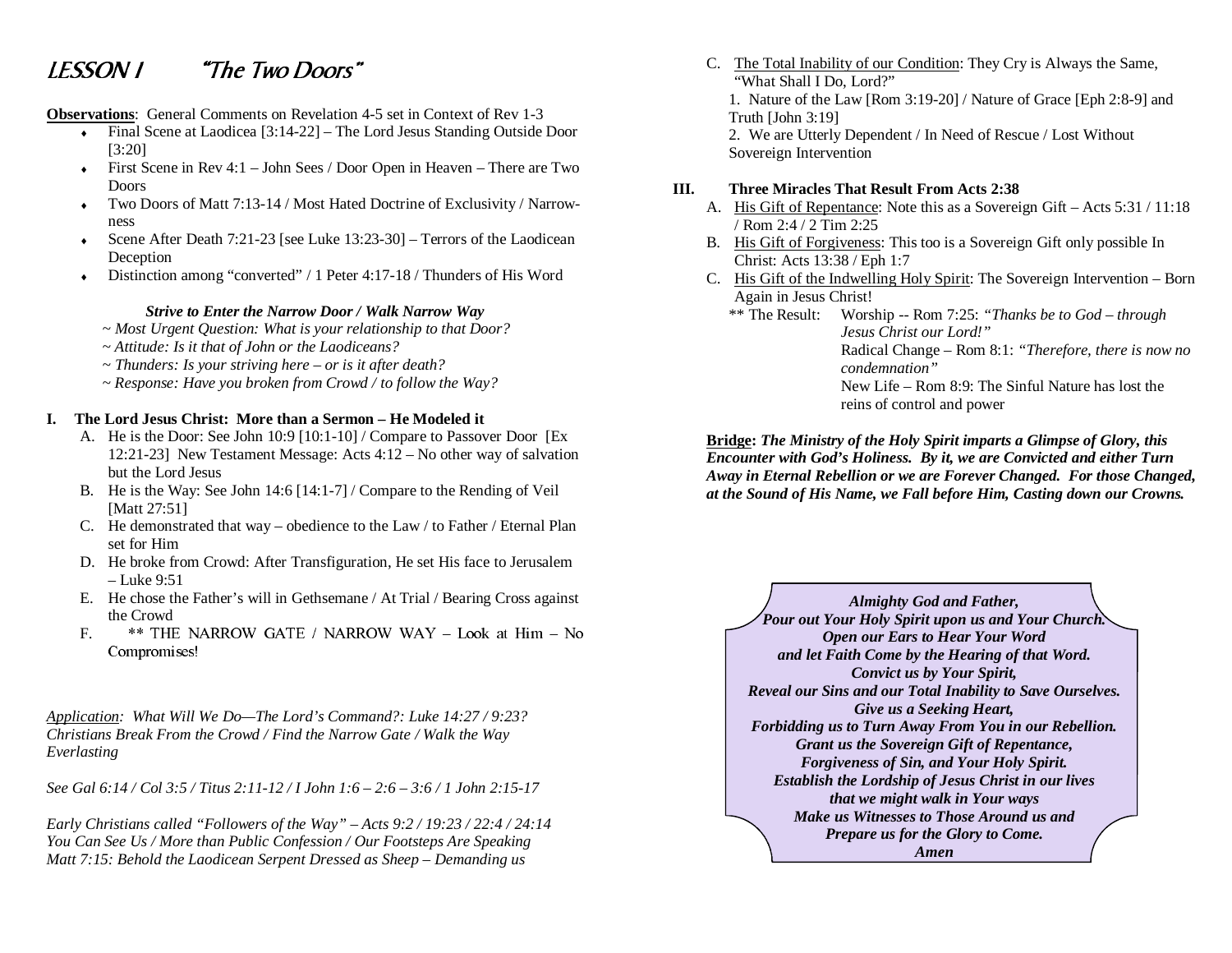# LESSON I "The Two Doors"

**Observations**: General Comments on Revelation 4-5 set in Context of Rev 1-3

- Final Scene at Laodicea [3:14-22] – The Lord Jesus Standing Outside Door [3:20]
- First Scene in Rev 4:1 – John Sees / Door Open in Heaven – There are Two Doors
- Two Doors of Matt 7:13-14 / Most Hated Doctrine of Exclusivity / Narrow-ness
- Scene After Death 7:21-23 [see Luke 13:23-30] – Terrors of the Laodicean Deception
- Distinction among "converted" / 1 Peter 4:17-18 / Thunders of His Word

***Strive to Enter the Narrow Door / Walk Narrow Way***

*~ Most Urgent Question: What is your relationship to that Door?*
*~ Attitude: Is it that of John or the Laodiceans?*
*~ Thunders: Is your striving here – or is it after death?*
*~ Response: Have you broken from Crowd / to follow the Way?*

**I. The Lord Jesus Christ: More than a Sermon – He Modeled it**

A. He is the Door: See John 10:9 [10:1-10] / Compare to Passover Door [Ex 12:21-23] New Testament Message: Acts 4:12 – No other way of salvation but the Lord Jesus
B. He is the Way: See John 14:6 [14:1-7] / Compare to the Rending of Veil [Matt 27:51]
C. He demonstrated that way – obedience to the Law / to Father / Eternal Plan set for Him
D. He broke from Crowd: After Transfiguration, He set His face to Jerusalem – Luke 9:51
E. He chose the Father's will in Gethsemane / At Trial / Bearing Cross against the Crowd
F. ** THE NARROW GATE / NARROW WAY – Look at Him – No Compromises!

*<u>Application</u>: What Will We Do—The Lord's Command?: Luke 14:27 / 9:23? Christians Break From the Crowd / Find the Narrow Gate / Walk the Way Everlasting*

*See Gal 6:14 / Col 3:5 / Titus 2:11-12 / I John 1:6 – 2:6 – 3:6 / 1 John 2:15-17*

*Early Christians called "Followers of the Way" – Acts 9:2 / 19:23 / 22:4 / 24:14*
*You Can See Us / More than Public Confession / Our Footsteps Are Speaking*
*Matt 7:15: Behold the Laodicean Serpent Dressed as Sheep – Demanding us*

C. <u>The Total Inability of our Condition</u>: They Cry is Always the Same, "What Shall I Do, Lord?"
   1. Nature of the Law [Rom 3:19-20] / Nature of Grace [Eph 2:8-9] and Truth [John 3:19]
   2. We are Utterly Dependent / In Need of Rescue / Lost Without Sovereign Intervention

**III. Three Miracles That Result From Acts 2:38**

A. <u>His Gift of Repentance</u>: Note this as a Sovereign Gift – Acts 5:31 / 11:18 / Rom 2:4 / 2 Tim 2:25
B. <u>His Gift of Forgiveness</u>: This too is a Sovereign Gift only possible In Christ: Acts 13:38 / Eph 1:7
C. <u>His Gift of the Indwelling Holy Spirit</u>: The Sovereign Intervention – Born Again in Jesus Christ!

** The Result: Worship -- Rom 7:25: *"Thanks be to God – through Jesus Christ our Lord!"*
Radical Change – Rom 8:1: *"Therefore, there is now no condemnation"*
New Life – Rom 8:9: The Sinful Nature has lost the reins of control and power

**<u>Bridge</u>: *The Ministry of the Holy Spirit imparts a Glimpse of Glory, this Encounter with God's Holiness. By it, we are Convicted and either Turn Away in Eternal Rebellion or we are Forever Changed. For those Changed, at the Sound of His Name, we Fall before Him, Casting down our Crowns.***

***Almighty God and Father,***
***Pour out Your Holy Spirit upon us and Your Church.***
***Open our Ears to Hear Your Word***
***and let Faith Come by the Hearing of that Word.***
***Convict us by Your Spirit,***
***Reveal our Sins and our Total Inability to Save Ourselves.***
***Give us a Seeking Heart,***
***Forbidding us to Turn Away From You in our Rebellion.***
***Grant us the Sovereign Gift of Repentance,***
***Forgiveness of Sin, and Your Holy Spirit.***
***Establish the Lordship of Jesus Christ in our lives***
***that we might walk in Your ways***
***Make us Witnesses to Those Around us and***
***Prepare us for the Glory to Come.***
***Amen***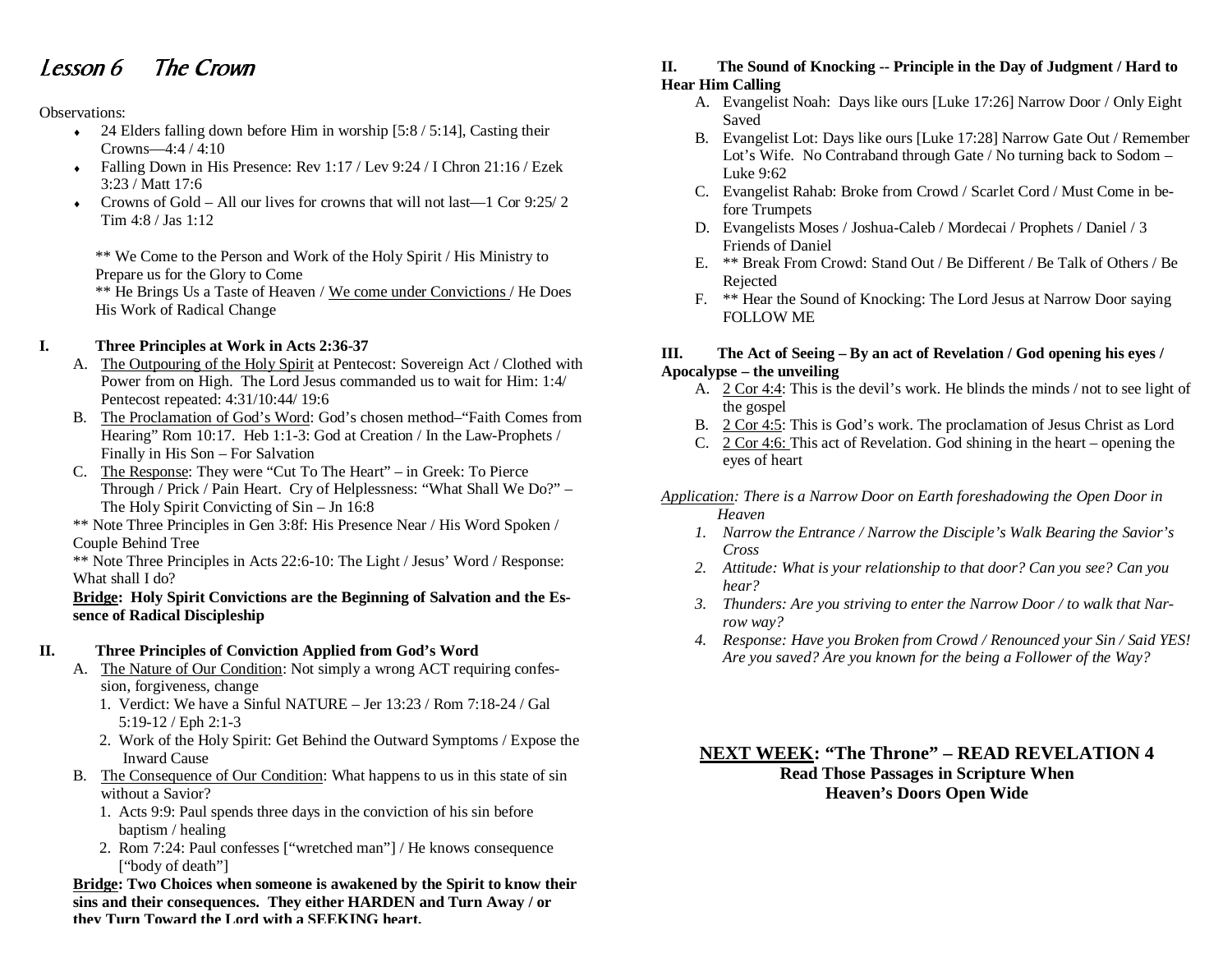# *Lesson 6 The Crown*

Observations:

- 24 Elders falling down before Him in worship [5:8 / 5:14], Casting their Crowns—4:4 / 4:10
- Falling Down in His Presence: Rev 1:17 / Lev 9:24 / I Chron 21:16 / Ezek 3:23 / Matt 17:6
- Crowns of Gold – All our lives for crowns that will not last—1 Cor 9:25/ 2 Tim 4:8 / Jas 1:12

** We Come to the Person and Work of the Holy Spirit / His Ministry to Prepare us for the Glory to Come
** He Brings Us a Taste of Heaven / <u>We come under Convictions</u> / He Does His Work of Radical Change

**I. Three Principles at Work in Acts 2:36-37**

A. <u>The Outpouring of the Holy Spirit</u> at Pentecost: Sovereign Act / Clothed with Power from on High. The Lord Jesus commanded us to wait for Him: 1:4/ Pentecost repeated: 4:31/10:44/ 19:6
B. <u>The Proclamation of God's Word</u>: God's chosen method–"Faith Comes from Hearing" Rom 10:17. Heb 1:1-3: God at Creation / In the Law-Prophets / Finally in His Son – For Salvation
C. <u>The Response</u>: They were "Cut To The Heart" – in Greek: To Pierce Through / Prick / Pain Heart. Cry of Helplessness: "What Shall We Do?" – The Holy Spirit Convicting of Sin – Jn 16:8

** Note Three Principles in Gen 3:8f: His Presence Near / His Word Spoken / Couple Behind Tree
** Note Three Principles in Acts 22:6-10: The Light / Jesus' Word / Response: What shall I do?

**<u>Bridge</u>: Holy Spirit Convictions are the Beginning of Salvation and the Essence of Radical Discipleship**

**II. Three Principles of Conviction Applied from God's Word**

A. <u>The Nature of Our Condition</u>: Not simply a wrong ACT requiring confession, forgiveness, change
   1. Verdict: We have a Sinful NATURE – Jer 13:23 / Rom 7:18-24 / Gal 5:19-12 / Eph 2:1-3
   2. Work of the Holy Spirit: Get Behind the Outward Symptoms / Expose the Inward Cause
B. <u>The Consequence of Our Condition</u>: What happens to us in this state of sin without a Savior?
   1. Acts 9:9: Paul spends three days in the conviction of his sin before baptism / healing
   2. Rom 7:24: Paul confesses ["wretched man"] / He knows consequence ["body of death"]

**<u>Bridge</u>: Two Choices when someone is awakened by the Spirit to know their sins and their consequences. They either HARDEN and Turn Away / or they Turn Toward the Lord with a SEEKING heart.**

**II. The Sound of Knocking -- Principle in the Day of Judgment / Hard to Hear Him Calling**

A. Evangelist Noah: Days like ours [Luke 17:26] Narrow Door / Only Eight Saved
B. Evangelist Lot: Days like ours [Luke 17:28] Narrow Gate Out / Remember Lot's Wife. No Contraband through Gate / No turning back to Sodom – Luke 9:62
C. Evangelist Rahab: Broke from Crowd / Scarlet Cord / Must Come in before Trumpets
D. Evangelists Moses / Joshua-Caleb / Mordecai / Prophets / Daniel / 3 Friends of Daniel
E. ** Break From Crowd: Stand Out / Be Different / Be Talk of Others / Be Rejected
F. ** Hear the Sound of Knocking: The Lord Jesus at Narrow Door saying FOLLOW ME

**III. The Act of Seeing – By an act of Revelation / God opening his eyes / Apocalypse – the unveiling**

A. <u>2 Cor 4:4</u>: This is the devil's work. He blinds the minds / not to see light of the gospel
B. <u>2 Cor 4:5</u>: This is God's work. The proclamation of Jesus Christ as Lord
C. <u>2 Cor 4:6:</u> This act of Revelation. God shining in the heart – opening the eyes of heart

*<u>Application</u>: There is a Narrow Door on Earth foreshadowing the Open Door in Heaven*

1. *Narrow the Entrance / Narrow the Disciple's Walk Bearing the Savior's Cross*
2. *Attitude: What is your relationship to that door? Can you see? Can you hear?*
3. *Thunders: Are you striving to enter the Narrow Door / to walk that Narrow way?*
4. *Response: Have you Broken from Crowd / Renounced your Sin / Said YES! Are you saved? Are you known for the being a Follower of the Way?*

**<u>NEXT WEEK</u>: "The Throne" – READ REVELATION 4**
**Read Those Passages in Scripture When Heaven's Doors Open Wide**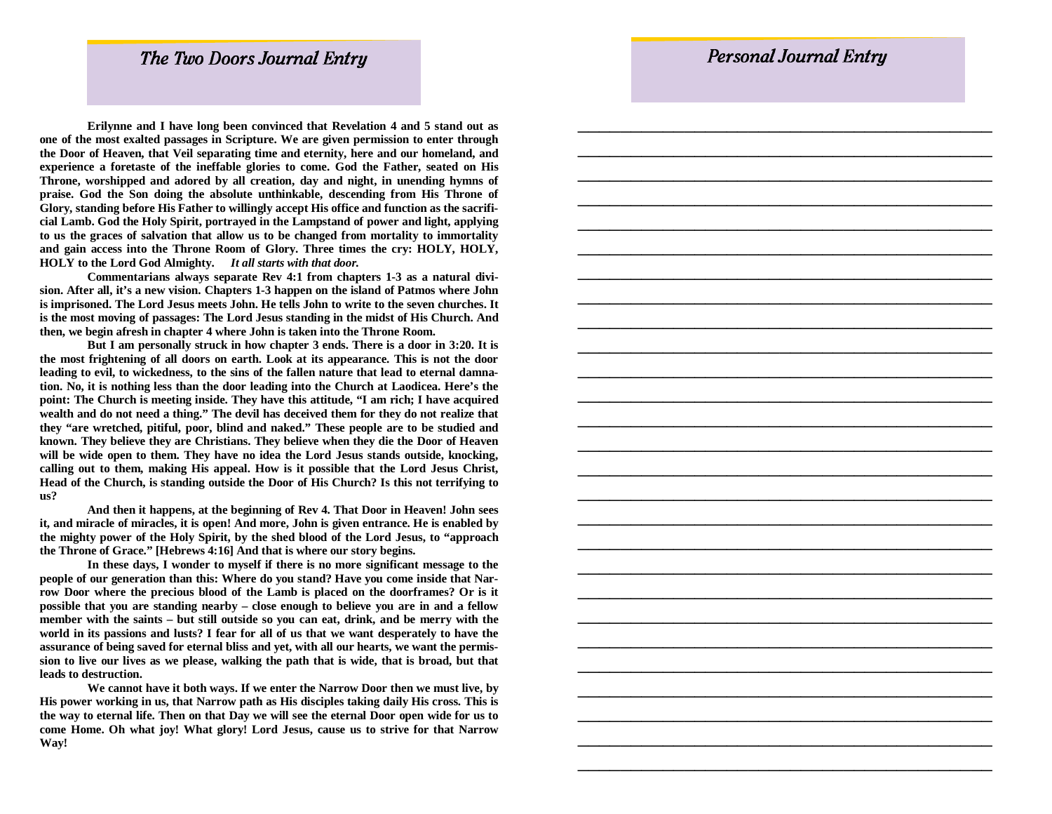## *The Two Doors Journal Entry*

**Erilynne and I have long been convinced that Revelation 4 and 5 stand out as one of the most exalted passages in Scripture. We are given permission to enter through the Door of Heaven, that Veil separating time and eternity, here and our homeland, and experience a foretaste of the ineffable glories to come. God the Father, seated on His Throne, worshipped and adored by all creation, day and night, in unending hymns of praise. God the Son doing the absolute unthinkable, descending from His Throne of Glory, standing before His Father to willingly accept His office and function as the sacrificial Lamb. God the Holy Spirit, portrayed in the Lampstand of power and light, applying to us the graces of salvation that allow us to be changed from mortality to immortality and gain access into the Throne Room of Glory. Three times the cry: HOLY, HOLY, HOLY to the Lord God Almighty.** ***It all starts with that door.***

**Commentarians always separate Rev 4:1 from chapters 1-3 as a natural division. After all, it's a new vision. Chapters 1-3 happen on the island of Patmos where John is imprisoned. The Lord Jesus meets John. He tells John to write to the seven churches. It is the most moving of passages: The Lord Jesus standing in the midst of His Church. And then, we begin afresh in chapter 4 where John is taken into the Throne Room.**

**But I am personally struck in how chapter 3 ends. There is a door in 3:20. It is the most frightening of all doors on earth. Look at its appearance. This is not the door leading to evil, to wickedness, to the sins of the fallen nature that lead to eternal damnation. No, it is nothing less than the door leading into the Church at Laodicea. Here's the point: The Church is meeting inside. They have this attitude, "I am rich; I have acquired wealth and do not need a thing." The devil has deceived them for they do not realize that they "are wretched, pitiful, poor, blind and naked." These people are to be studied and known. They believe they are Christians. They believe when they die the Door of Heaven will be wide open to them. They have no idea the Lord Jesus stands outside, knocking, calling out to them, making His appeal. How is it possible that the Lord Jesus Christ, Head of the Church, is standing outside the Door of His Church? Is this not terrifying to us?**

**And then it happens, at the beginning of Rev 4. That Door in Heaven! John sees it, and miracle of miracles, it is open! And more, John is given entrance. He is enabled by the mighty power of the Holy Spirit, by the shed blood of the Lord Jesus, to "approach the Throne of Grace." [Hebrews 4:16] And that is where our story begins.**

**In these days, I wonder to myself if there is no more significant message to the people of our generation than this: Where do you stand? Have you come inside that Narrow Door where the precious blood of the Lamb is placed on the doorframes? Or is it possible that you are standing nearby – close enough to believe you are in and a fellow member with the saints – but still outside so you can eat, drink, and be merry with the world in its passions and lusts? I fear for all of us that we want desperately to have the assurance of being saved for eternal bliss and yet, with all our hearts, we want the permission to live our lives as we please, walking the path that is wide, that is broad, but that leads to destruction.**

**We cannot have it both ways. If we enter the Narrow Door then we must live, by His power working in us, that Narrow path as His disciples taking daily His cross. This is the way to eternal life. Then on that Day we will see the eternal Door open wide for us to come Home. Oh what joy! What glory! Lord Jesus, cause us to strive for that Narrow Way!**

## *Personal Journal Entry*

___________________________________________

___________________________________________

___________________________________________

___________________________________________

___________________________________________

___________________________________________

___________________________________________

___________________________________________

___________________________________________

___________________________________________

___________________________________________

___________________________________________

___________________________________________

___________________________________________

___________________________________________

___________________________________________

___________________________________________

___________________________________________

___________________________________________

___________________________________________

___________________________________________

___________________________________________

___________________________________________

___________________________________________

___________________________________________

___________________________________________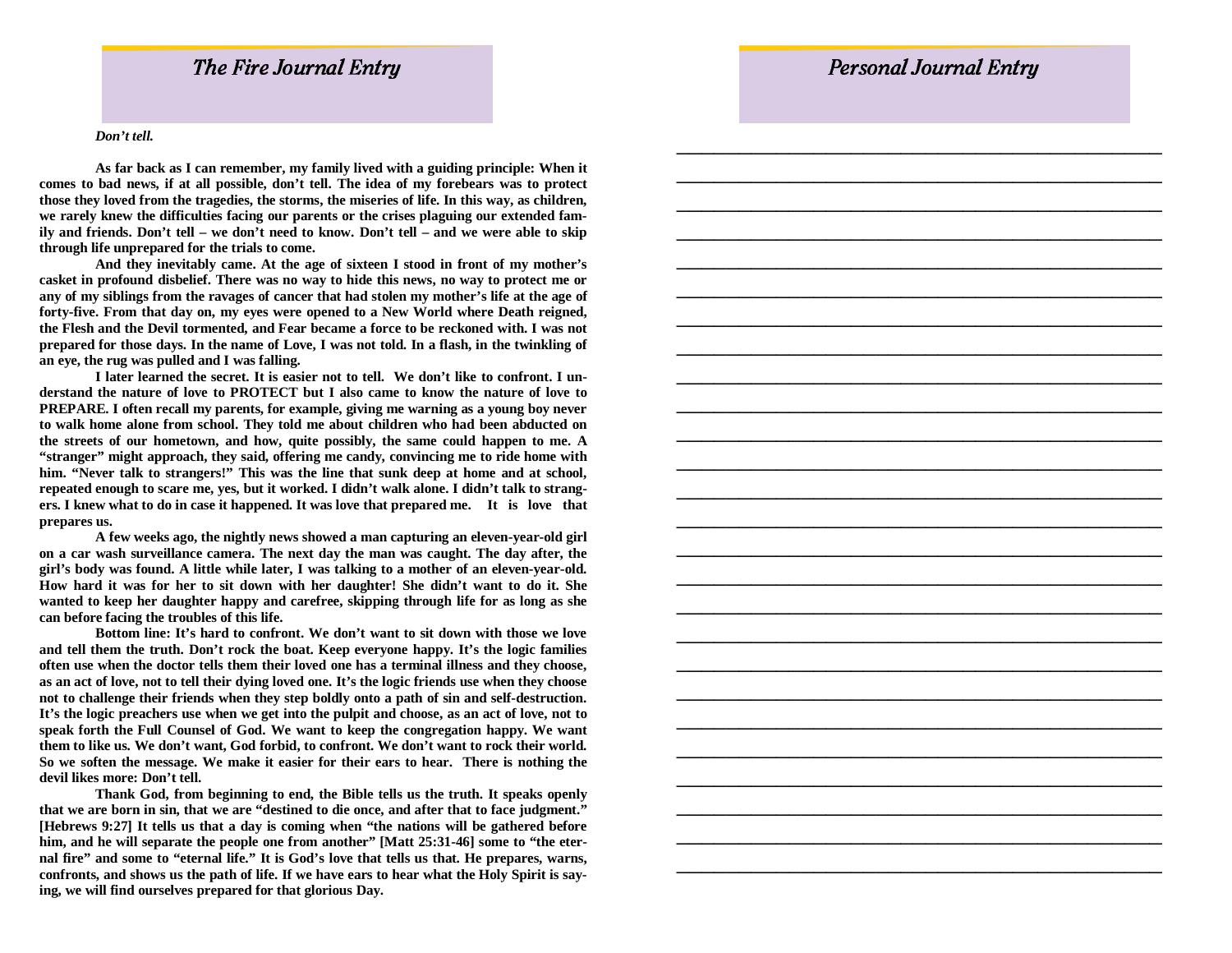## The Fire Journal Entry

***Don't tell.***

**As far back as I can remember, my family lived with a guiding principle: When it comes to bad news, if at all possible, don't tell. The idea of my forebears was to protect those they loved from the tragedies, the storms, the miseries of life. In this way, as children, we rarely knew the difficulties facing our parents or the crises plaguing our extended family and friends. Don't tell – we don't need to know. Don't tell – and we were able to skip through life unprepared for the trials to come.**

**And they inevitably came. At the age of sixteen I stood in front of my mother's casket in profound disbelief. There was no way to hide this news, no way to protect me or any of my siblings from the ravages of cancer that had stolen my mother's life at the age of forty-five. From that day on, my eyes were opened to a New World where Death reigned, the Flesh and the Devil tormented, and Fear became a force to be reckoned with. I was not prepared for those days. In the name of Love, I was not told. In a flash, in the twinkling of an eye, the rug was pulled and I was falling.**

**I later learned the secret. It is easier not to tell. We don't like to confront. I understand the nature of love to PROTECT but I also came to know the nature of love to PREPARE. I often recall my parents, for example, giving me warning as a young boy never to walk home alone from school. They told me about children who had been abducted on the streets of our hometown, and how, quite possibly, the same could happen to me. A "stranger" might approach, they said, offering me candy, convincing me to ride home with him. "Never talk to strangers!" This was the line that sunk deep at home and at school, repeated enough to scare me, yes, but it worked. I didn't walk alone. I didn't talk to strangers. I knew what to do in case it happened. It was love that prepared me. It is love that prepares us.**

**A few weeks ago, the nightly news showed a man capturing an eleven-year-old girl on a car wash surveillance camera. The next day the man was caught. The day after, the girl's body was found. A little while later, I was talking to a mother of an eleven-year-old. How hard it was for her to sit down with her daughter! She didn't want to do it. She wanted to keep her daughter happy and carefree, skipping through life for as long as she can before facing the troubles of this life.**

**Bottom line: It's hard to confront. We don't want to sit down with those we love and tell them the truth. Don't rock the boat. Keep everyone happy. It's the logic families often use when the doctor tells them their loved one has a terminal illness and they choose, as an act of love, not to tell their dying loved one. It's the logic friends use when they choose not to challenge their friends when they step boldly onto a path of sin and self-destruction. It's the logic preachers use when we get into the pulpit and choose, as an act of love, not to speak forth the Full Counsel of God. We want to keep the congregation happy. We want them to like us. We don't want, God forbid, to confront. We don't want to rock their world. So we soften the message. We make it easier for their ears to hear. There is nothing the devil likes more: Don't tell.**

**Thank God, from beginning to end, the Bible tells us the truth. It speaks openly that we are born in sin, that we are "destined to die once, and after that to face judgment." [Hebrews 9:27] It tells us that a day is coming when "the nations will be gathered before him, and he will separate the people one from another" [Matt 25:31-46] some to "the eternal fire" and some to "eternal life." It is God's love that tells us that. He prepares, warns, confronts, and shows us the path of life. If we have ears to hear what the Holy Spirit is saying, we will find ourselves prepared for that glorious Day.**

## Personal Journal Entry

___________________________________________________________

___________________________________________________________

___________________________________________________________

___________________________________________________________

___________________________________________________________

___________________________________________________________

___________________________________________________________

___________________________________________________________

___________________________________________________________

___________________________________________________________

___________________________________________________________

___________________________________________________________

___________________________________________________________

___________________________________________________________

___________________________________________________________

___________________________________________________________

___________________________________________________________

___________________________________________________________

___________________________________________________________

___________________________________________________________

___________________________________________________________

___________________________________________________________

___________________________________________________________

___________________________________________________________

___________________________________________________________

___________________________________________________________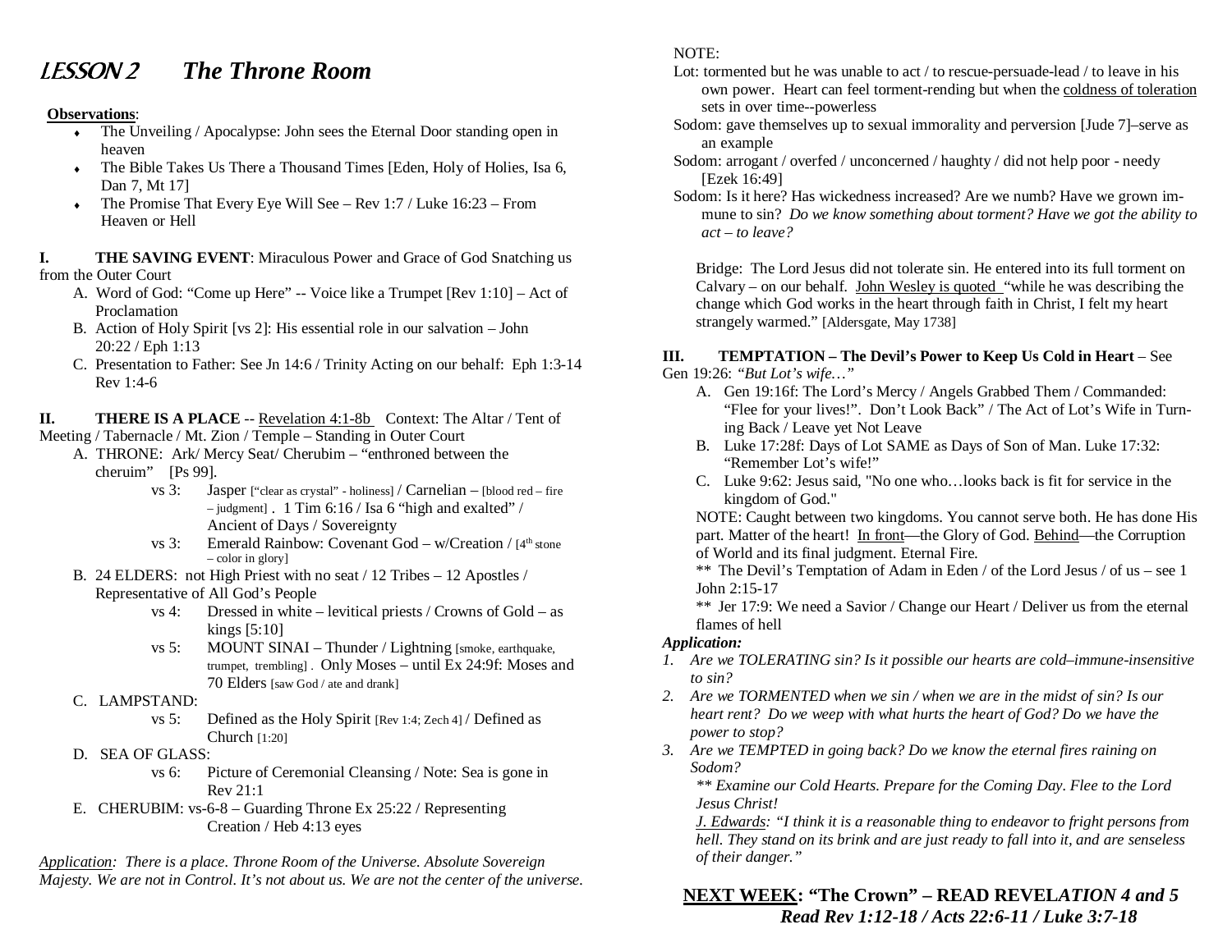# *LESSON 2* *The Throne Room*

**Observations**:

- The Unveiling / Apocalypse: John sees the Eternal Door standing open in heaven
- The Bible Takes Us There a Thousand Times [Eden, Holy of Holies, Isa 6, Dan 7, Mt 17]
- The Promise That Every Eye Will See – Rev 1:7 / Luke 16:23 – From Heaven or Hell

**I. THE SAVING EVENT**: Miraculous Power and Grace of God Snatching us from the Outer Court

A. Word of God: "Come up Here" -- Voice like a Trumpet [Rev 1:10] – Act of Proclamation

B. Action of Holy Spirit [vs 2]: His essential role in our salvation – John 20:22 / Eph 1:13

C. Presentation to Father: See Jn 14:6 / Trinity Acting on our behalf: Eph 1:3-14 Rev 1:4-6

**II. THERE IS A PLACE** -- Revelation 4:1-8b Context: The Altar / Tent of Meeting / Tabernacle / Mt. Zion / Temple – Standing in Outer Court

A. THRONE: Ark/ Mercy Seat/ Cherubim – "enthroned between the cheruim" [Ps 99].

- vs 3: Jasper ["clear as crystal" - holiness] / Carnelian – [blood red – fire – judgment] . 1 Tim 6:16 / Isa 6 "high and exalted" / Ancient of Days / Sovereignty
- vs 3: Emerald Rainbow: Covenant God – w/Creation / [4th stone – color in glory]

B. 24 ELDERS: not High Priest with no seat / 12 Tribes – 12 Apostles / Representative of All God's People

- vs 4: Dressed in white – levitical priests / Crowns of Gold – as kings [5:10]
- vs 5: MOUNT SINAI – Thunder / Lightning [smoke, earthquake, trumpet, trembling] . Only Moses – until Ex 24:9f: Moses and 70 Elders [saw God / ate and drank]

C. LAMPSTAND:

- vs 5: Defined as the Holy Spirit [Rev 1:4; Zech 4] / Defined as Church [1:20]

D. SEA OF GLASS:

- vs 6: Picture of Ceremonial Cleansing / Note: Sea is gone in Rev 21:1

E. CHERUBIM: vs-6-8 – Guarding Throne Ex 25:22 / Representing Creation / Heb 4:13 eyes

*Application: There is a place. Throne Room of the Universe. Absolute Sovereign Majesty. We are not in Control. It's not about us. We are not the center of the universe.*

NOTE:

Lot: tormented but he was unable to act / to rescue-persuade-lead / to leave in his own power. Heart can feel torment-rending but when the coldness of toleration sets in over time--powerless

Sodom: gave themselves up to sexual immorality and perversion [Jude 7]–serve as an example

Sodom: arrogant / overfed / unconcerned / haughty / did not help poor - needy [Ezek 16:49]

Sodom: Is it here? Has wickedness increased? Are we numb? Have we grown immune to sin? *Do we know something about torment? Have we got the ability to act – to leave?*

Bridge: The Lord Jesus did not tolerate sin. He entered into its full torment on Calvary – on our behalf. John Wesley is quoted "while he was describing the change which God works in the heart through faith in Christ, I felt my heart strangely warmed." [Aldersgate, May 1738]

**III. TEMPTATION – The Devil's Power to Keep Us Cold in Heart** – See Gen 19:26: *"But Lot's wife…"*

A. Gen 19:16f: The Lord's Mercy / Angels Grabbed Them / Commanded: "Flee for your lives!". Don't Look Back" / The Act of Lot's Wife in Turning Back / Leave yet Not Leave

B. Luke 17:28f: Days of Lot SAME as Days of Son of Man. Luke 17:32: "Remember Lot's wife!"

C. Luke 9:62: Jesus said, "No one who…looks back is fit for service in the kingdom of God."

NOTE: Caught between two kingdoms. You cannot serve both. He has done His part. Matter of the heart! In front—the Glory of God. Behind—the Corruption of World and its final judgment. Eternal Fire.

** The Devil's Temptation of Adam in Eden / of the Lord Jesus / of us – see 1 John 2:15-17

** Jer 17:9: We need a Savior / Change our Heart / Deliver us from the eternal flames of hell

***Application:***

1. *Are we TOLERATING sin? Is it possible our hearts are cold–immune-insensitive to sin?*
2. *Are we TORMENTED when we sin / when we are in the midst of sin? Is our heart rent? Do we weep with what hurts the heart of God? Do we have the power to stop?*
3. *Are we TEMPTED in going back? Do we know the eternal fires raining on Sodom?*

   *** Examine our Cold Hearts. Prepare for the Coming Day. Flee to the Lord Jesus Christ!*

   *J. Edwards: "I think it is a reasonable thing to endeavor to fright persons from hell. They stand on its brink and are just ready to fall into it, and are senseless of their danger."*

**NEXT WEEK: "The Crown" – READ REVEL*ATION 4 and 5***
***Read Rev 1:12-18 / Acts 22:6-11 / Luke 3:7-18***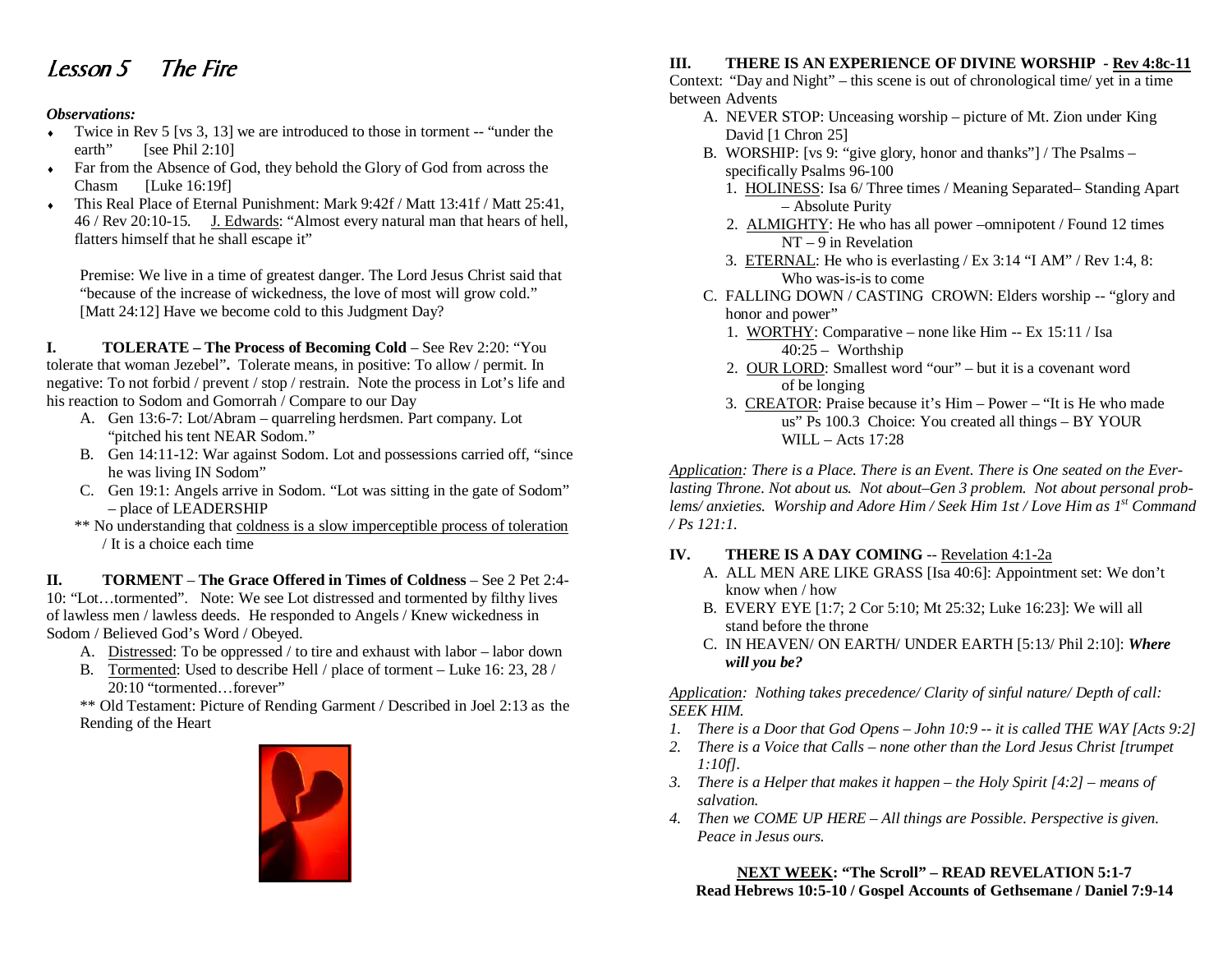# *Lesson 5 The Fire*

***Observations:***

- Twice in Rev 5 [vs 3, 13] we are introduced to those in torment -- "under the earth" [see Phil 2:10]
- Far from the Absence of God, they behold the Glory of God from across the Chasm [Luke 16:19f]
- This Real Place of Eternal Punishment: Mark 9:42f / Matt 13:41f / Matt 25:41, 46 / Rev 20:10-15. <u>J. Edwards</u>: "Almost every natural man that hears of hell, flatters himself that he shall escape it"

Premise: We live in a time of greatest danger. The Lord Jesus Christ said that "because of the increase of wickedness, the love of most will grow cold." [Matt 24:12] Have we become cold to this Judgment Day?

**I. TOLERATE – The Process of Becoming Cold** – See Rev 2:20: "You tolerate that woman Jezebel"**.** Tolerate means, in positive: To allow / permit. In negative: To not forbid / prevent / stop / restrain. Note the process in Lot's life and his reaction to Sodom and Gomorrah / Compare to our Day

A. Gen 13:6-7: Lot/Abram – quarreling herdsmen. Part company. Lot "pitched his tent NEAR Sodom."
B. Gen 14:11-12: War against Sodom. Lot and possessions carried off, "since he was living IN Sodom"
C. Gen 19:1: Angels arrive in Sodom. "Lot was sitting in the gate of Sodom" – place of LEADERSHIP

** No understanding that <u>coldness is a slow imperceptible process of toleration</u> / It is a choice each time

**II. TORMENT – The Grace Offered in Times of Coldness** – See 2 Pet 2:4-10: "Lot…tormented". Note: We see Lot distressed and tormented by filthy lives of lawless men / lawless deeds. He responded to Angels / Knew wickedness in Sodom / Believed God's Word / Obeyed.

A. <u>Distressed</u>: To be oppressed / to tire and exhaust with labor – labor down
B. <u>Tormented</u>: Used to describe Hell / place of torment – Luke 16: 23, 28 / 20:10 "tormented…forever"

** Old Testament: Picture of Rending Garment / Described in Joel 2:13 as the Rending of the Heart

**III. THERE IS AN EXPERIENCE OF DIVINE WORSHIP - <u>Rev 4:8c-11</u>**
Context: "Day and Night" – this scene is out of chronological time/ yet in a time between Advents

A. NEVER STOP: Unceasing worship – picture of Mt. Zion under King David [1 Chron 25]
B. WORSHIP: [vs 9: "give glory, honor and thanks"] / The Psalms – specifically Psalms 96-100
   1. <u>HOLINESS</u>: Isa 6/ Three times / Meaning Separated– Standing Apart – Absolute Purity
   2. <u>ALMIGHTY</u>: He who has all power –omnipotent / Found 12 times NT – 9 in Revelation
   3. <u>ETERNAL</u>: He who is everlasting / Ex 3:14 "I AM" / Rev 1:4, 8: Who was-is-is to come
C. FALLING DOWN / CASTING CROWN: Elders worship -- "glory and honor and power"
   1. <u>WORTHY</u>: Comparative – none like Him -- Ex 15:11 / Isa 40:25 – Worthship
   2. <u>OUR LORD</u>: Smallest word "our" – but it is a covenant word of be longing
   3. <u>CREATOR</u>: Praise because it's Him – Power – "It is He who made us" Ps 100.3 Choice: You created all things – BY YOUR WILL – Acts 17:28

*<u>Application</u>: There is a Place. There is an Event. There is One seated on the Ever-lasting Throne. Not about us. Not about–Gen 3 problem. Not about personal prob-lems/ anxieties. Worship and Adore Him / Seek Him 1st / Love Him as 1st Command / Ps 121:1.*

**IV. THERE IS A DAY COMING** -- <u>Revelation 4:1-2a</u>

A. ALL MEN ARE LIKE GRASS [Isa 40:6]: Appointment set: We don't know when / how
B. EVERY EYE [1:7; 2 Cor 5:10; Mt 25:32; Luke 16:23]: We will all stand before the throne
C. IN HEAVEN/ ON EARTH/ UNDER EARTH [5:13/ Phil 2:10]: ***Where will you be?***

*<u>Application</u>: Nothing takes precedence/ Clarity of sinful nature/ Depth of call: SEEK HIM.*

1. *There is a Door that God Opens – John 10:9 -- it is called THE WAY [Acts 9:2]*
2. *There is a Voice that Calls – none other than the Lord Jesus Christ [trumpet 1:10f].*
3. *There is a Helper that makes it happen – the Holy Spirit [4:2] – means of salvation.*
4. *Then we COME UP HERE – All things are Possible. Perspective is given. Peace in Jesus ours.*

**<u>NEXT WEEK</u>: "The Scroll" – READ REVELATION 5:1-7**
**Read Hebrews 10:5-10 / Gospel Accounts of Gethsemane / Daniel 7:9-14**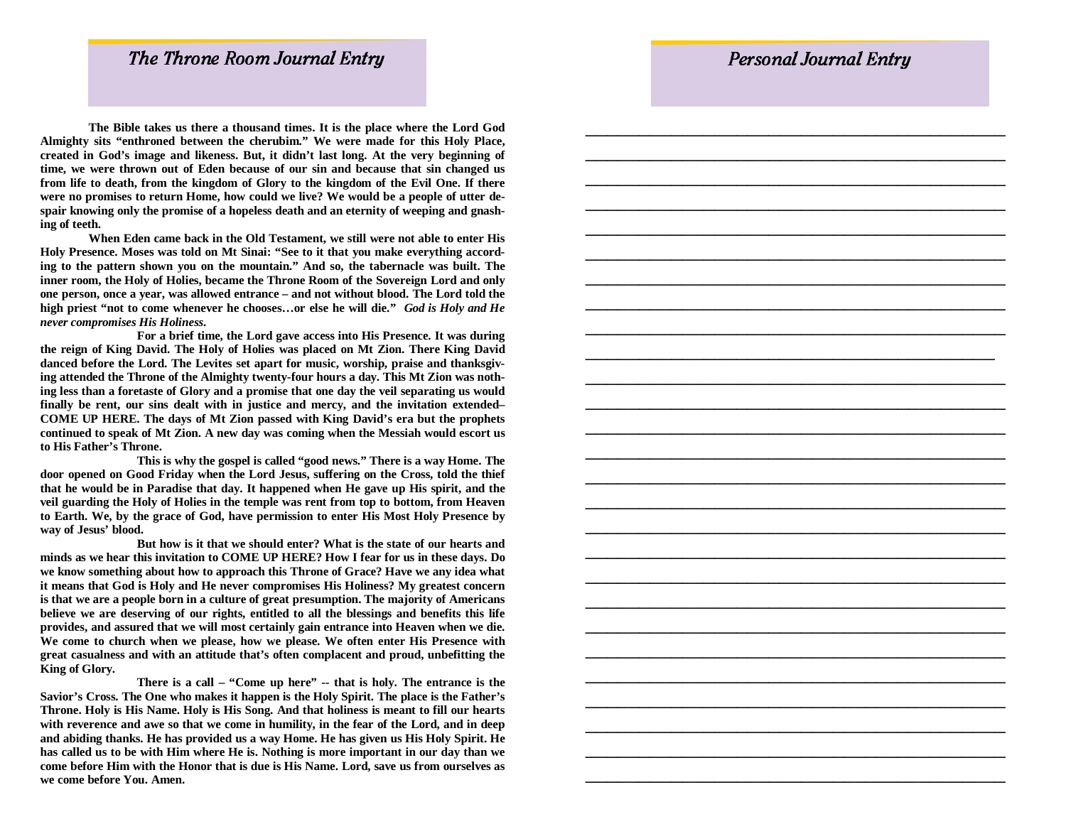## *The Throne Room Journal Entry*

**The Bible takes us there a thousand times. It is the place where the Lord God Almighty sits "enthroned between the cherubim." We were made for this Holy Place, created in God's image and likeness. But, it didn't last long. At the very beginning of time, we were thrown out of Eden because of our sin and because that sin changed us from life to death, from the kingdom of Glory to the kingdom of the Evil One. If there were no promises to return Home, how could we live? We would be a people of utter despair knowing only the promise of a hopeless death and an eternity of weeping and gnashing of teeth.**

**When Eden came back in the Old Testament, we still were not able to enter His Holy Presence. Moses was told on Mt Sinai: "See to it that you make everything according to the pattern shown you on the mountain." And so, the tabernacle was built. The inner room, the Holy of Holies, became the Throne Room of the Sovereign Lord and only one person, once a year, was allowed entrance – and not without blood. The Lord told the high priest "not to come whenever he chooses…or else he will die."** ***God is Holy and He never compromises His Holiness.***

**For a brief time, the Lord gave access into His Presence. It was during the reign of King David. The Holy of Holies was placed on Mt Zion. There King David danced before the Lord. The Levites set apart for music, worship, praise and thanksgiving attended the Throne of the Almighty twenty-four hours a day. This Mt Zion was nothing less than a foretaste of Glory and a promise that one day the veil separating us would finally be rent, our sins dealt with in justice and mercy, and the invitation extended– COME UP HERE. The days of Mt Zion passed with King David's era but the prophets continued to speak of Mt Zion. A new day was coming when the Messiah would escort us to His Father's Throne.**

**This is why the gospel is called "good news." There is a way Home. The door opened on Good Friday when the Lord Jesus, suffering on the Cross, told the thief that he would be in Paradise that day. It happened when He gave up His spirit, and the veil guarding the Holy of Holies in the temple was rent from top to bottom, from Heaven to Earth. We, by the grace of God, have permission to enter His Most Holy Presence by way of Jesus' blood.**

**But how is it that we should enter? What is the state of our hearts and minds as we hear this invitation to COME UP HERE? How I fear for us in these days. Do we know something about how to approach this Throne of Grace? Have we any idea what it means that God is Holy and He never compromises His Holiness? My greatest concern is that we are a people born in a culture of great presumption. The majority of Americans believe we are deserving of our rights, entitled to all the blessings and benefits this life provides, and assured that we will most certainly gain entrance into Heaven when we die. We come to church when we please, how we please. We often enter His Presence with great casualness and with an attitude that's often complacent and proud, unbefitting the King of Glory.**

**There is a call – "Come up here" -- that is holy. The entrance is the Savior's Cross. The One who makes it happen is the Holy Spirit. The place is the Father's Throne. Holy is His Name. Holy is His Song. And that holiness is meant to fill our hearts with reverence and awe so that we come in humility, in the fear of the Lord, and in deep and abiding thanks. He has provided us a way Home. He has given us His Holy Spirit. He has called us to be with Him where He is. Nothing is more important in our day than we come before Him with the Honor that is due is His Name. Lord, save us from ourselves as we come before You. Amen.**

## *Personal Journal Entry*

_______________________________________________

_______________________________________________

_______________________________________________

_______________________________________________

_______________________________________________

_______________________________________________

_______________________________________________

_______________________________________________

_______________________________________________

_______________________________________________

_______________________________________________

_______________________________________________

_______________________________________________

_______________________________________________

_______________________________________________

_______________________________________________

_______________________________________________

_______________________________________________

_______________________________________________

_______________________________________________

_______________________________________________

_______________________________________________

_______________________________________________

_______________________________________________

_______________________________________________

_______________________________________________

_______________________________________________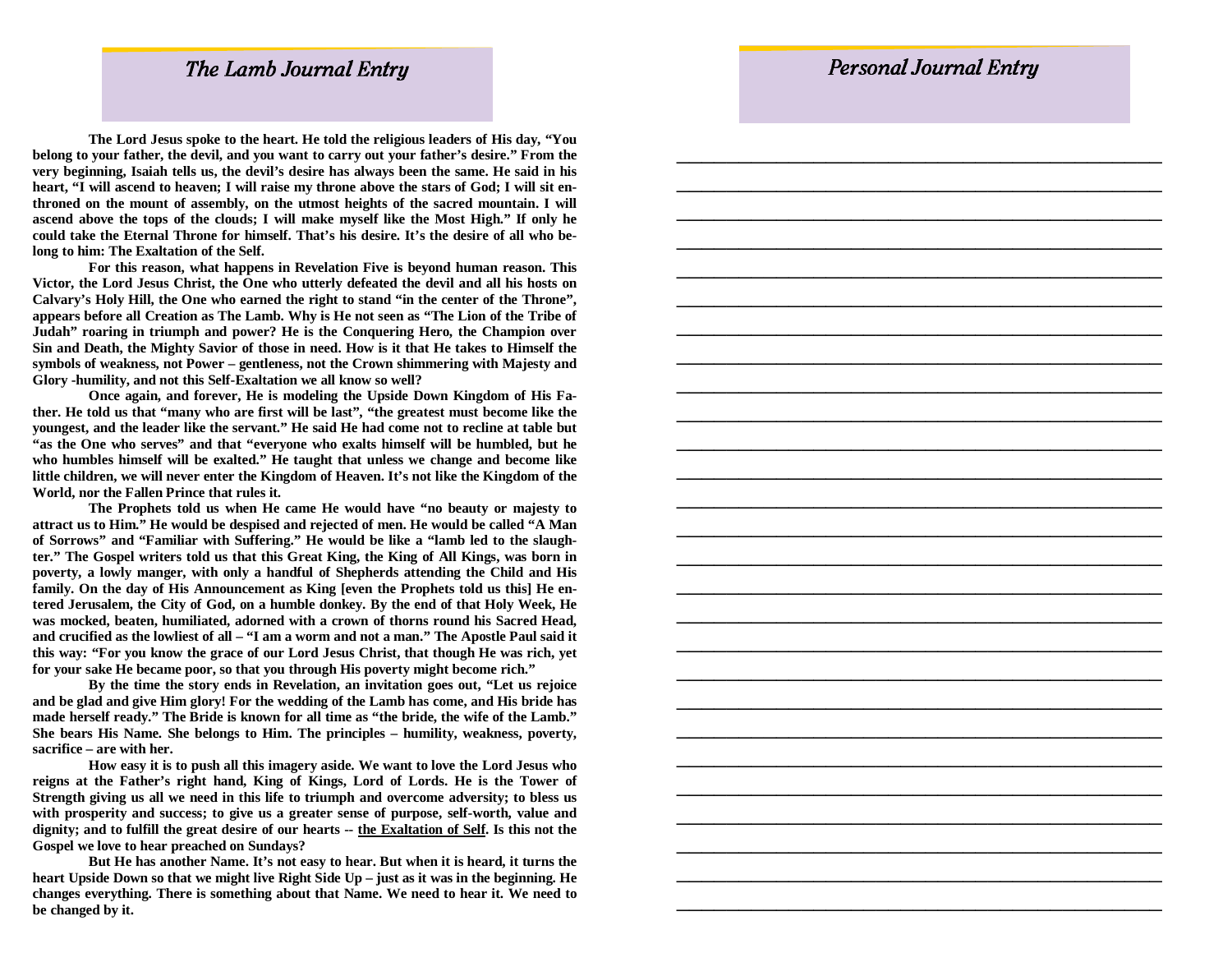## *The Lamb Journal Entry*

**The Lord Jesus spoke to the heart. He told the religious leaders of His day, "You belong to your father, the devil, and you want to carry out your father's desire." From the very beginning, Isaiah tells us, the devil's desire has always been the same. He said in his heart, "I will ascend to heaven; I will raise my throne above the stars of God; I will sit enthroned on the mount of assembly, on the utmost heights of the sacred mountain. I will ascend above the tops of the clouds; I will make myself like the Most High." If only he could take the Eternal Throne for himself. That's his desire. It's the desire of all who belong to him: The Exaltation of the Self.**

**For this reason, what happens in Revelation Five is beyond human reason. This Victor, the Lord Jesus Christ, the One who utterly defeated the devil and all his hosts on Calvary's Holy Hill, the One who earned the right to stand "in the center of the Throne", appears before all Creation as The Lamb. Why is He not seen as "The Lion of the Tribe of Judah" roaring in triumph and power? He is the Conquering Hero, the Champion over Sin and Death, the Mighty Savior of those in need. How is it that He takes to Himself the symbols of weakness, not Power – gentleness, not the Crown shimmering with Majesty and Glory -humility, and not this Self-Exaltation we all know so well?**

**Once again, and forever, He is modeling the Upside Down Kingdom of His Father. He told us that "many who are first will be last", "the greatest must become like the youngest, and the leader like the servant." He said He had come not to recline at table but "as the One who serves" and that "everyone who exalts himself will be humbled, but he who humbles himself will be exalted." He taught that unless we change and become like little children, we will never enter the Kingdom of Heaven. It's not like the Kingdom of the World, nor the Fallen Prince that rules it.**

**The Prophets told us when He came He would have "no beauty or majesty to attract us to Him." He would be despised and rejected of men. He would be called "A Man of Sorrows" and "Familiar with Suffering." He would be like a "lamb led to the slaughter." The Gospel writers told us that this Great King, the King of All Kings, was born in poverty, a lowly manger, with only a handful of Shepherds attending the Child and His family. On the day of His Announcement as King [even the Prophets told us this] He entered Jerusalem, the City of God, on a humble donkey. By the end of that Holy Week, He was mocked, beaten, humiliated, adorned with a crown of thorns round his Sacred Head, and crucified as the lowliest of all – "I am a worm and not a man." The Apostle Paul said it this way: "For you know the grace of our Lord Jesus Christ, that though He was rich, yet for your sake He became poor, so that you through His poverty might become rich."**

**By the time the story ends in Revelation, an invitation goes out, "Let us rejoice and be glad and give Him glory! For the wedding of the Lamb has come, and His bride has made herself ready." The Bride is known for all time as "the bride, the wife of the Lamb." She bears His Name. She belongs to Him. The principles – humility, weakness, poverty, sacrifice – are with her.**

**How easy it is to push all this imagery aside. We want to love the Lord Jesus who reigns at the Father's right hand, King of Kings, Lord of Lords. He is the Tower of Strength giving us all we need in this life to triumph and overcome adversity; to bless us with prosperity and success; to give us a greater sense of purpose, self-worth, value and dignity; and to fulfill the great desire of our hearts -- <u>the Exaltation of Self</u>. Is this not the Gospel we love to hear preached on Sundays?**

**But He has another Name. It's not easy to hear. But when it is heard, it turns the heart Upside Down so that we might live Right Side Up – just as it was in the beginning. He changes everything. There is something about that Name. We need to hear it. We need to be changed by it.**

## *Personal Journal Entry*

________________________________________________________________

________________________________________________________________

________________________________________________________________

________________________________________________________________

________________________________________________________________

________________________________________________________________

________________________________________________________________

________________________________________________________________

________________________________________________________________

________________________________________________________________

________________________________________________________________

________________________________________________________________

________________________________________________________________

________________________________________________________________

________________________________________________________________

________________________________________________________________

________________________________________________________________

________________________________________________________________

________________________________________________________________

________________________________________________________________

________________________________________________________________

________________________________________________________________

________________________________________________________________

________________________________________________________________

________________________________________________________________

________________________________________________________________

________________________________________________________________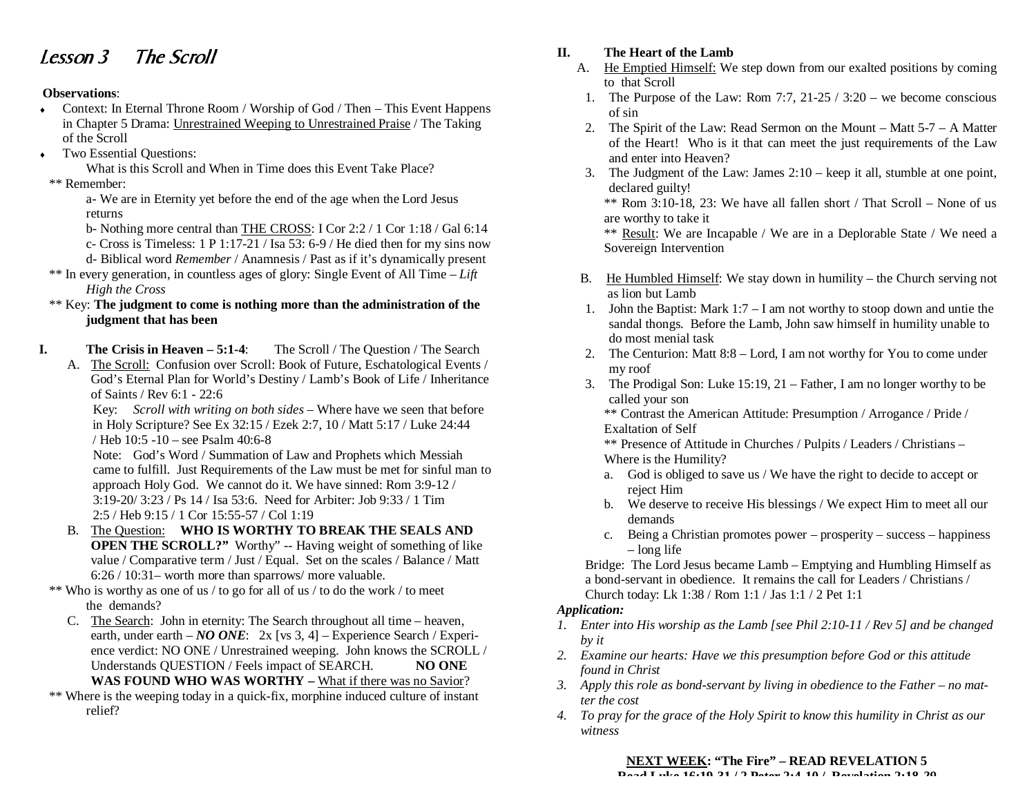# Lesson 3 The Scroll

**Observations**:

- Context: In Eternal Throne Room / Worship of God / Then – This Event Happens in Chapter 5 Drama: Unrestrained Weeping to Unrestrained Praise / The Taking of the Scroll
- Two Essential Questions:

  What is this Scroll and When in Time does this Event Take Place?

** Remember:

a- We are in Eternity yet before the end of the age when the Lord Jesus returns

b- Nothing more central than THE CROSS: I Cor 2:2 / 1 Cor 1:18 / Gal 6:14

c- Cross is Timeless: 1 P 1:17-21 / Isa 53: 6-9 / He died then for my sins now

d- Biblical word *Remember* / Anamnesis / Past as if it's dynamically present

** In every generation, in countless ages of glory: Single Event of All Time – *Lift High the Cross*

** Key: **The judgment to come is nothing more than the administration of the judgment that has been**

## I. The Crisis in Heaven – 5:1-4: The Scroll / The Question / The Search

A. The Scroll: Confusion over Scroll: Book of Future, Eschatological Events / God's Eternal Plan for World's Destiny / Lamb's Book of Life / Inheritance of Saints / Rev 6:1 - 22:6

Key: *Scroll with writing on both sides* – Where have we seen that before in Holy Scripture? See Ex 32:15 / Ezek 2:7, 10 / Matt 5:17 / Luke 24:44 / Heb 10:5 -10 – see Psalm 40:6-8

Note: God's Word / Summation of Law and Prophets which Messiah came to fulfill. Just Requirements of the Law must be met for sinful man to approach Holy God. We cannot do it. We have sinned: Rom 3:9-12 / 3:19-20/ 3:23 / Ps 14 / Isa 53:6. Need for Arbiter: Job 9:33 / 1 Tim 2:5 / Heb 9:15 / 1 Cor 15:55-57 / Col 1:19

B. The Question: **WHO IS WORTHY TO BREAK THE SEALS AND OPEN THE SCROLL?"** Worthy" -- Having weight of something of like value / Comparative term / Just / Equal. Set on the scales / Balance / Matt 6:26 / 10:31– worth more than sparrows/ more valuable.

** Who is worthy as one of us / to go for all of us / to do the work / to meet the demands?

C. The Search: John in eternity: The Search throughout all time – heaven, earth, under earth – ***NO ONE***: 2x [vs 3, 4] – Experience Search / Experience verdict: NO ONE / Unrestrained weeping. John knows the SCROLL / Understands QUESTION / Feels impact of SEARCH. **NO ONE WAS FOUND WHO WAS WORTHY –** What if there was no Savior?

** Where is the weeping today in a quick-fix, morphine induced culture of instant relief?

## II. The Heart of the Lamb

A. He Emptied Himself: We step down from our exalted positions by coming to that Scroll

1. The Purpose of the Law: Rom 7:7, 21-25 / 3:20 – we become conscious of sin
2. The Spirit of the Law: Read Sermon on the Mount – Matt 5-7 – A Matter of the Heart! Who is it that can meet the just requirements of the Law and enter into Heaven?
3. The Judgment of the Law: James 2:10 – keep it all, stumble at one point, declared guilty!

** Rom 3:10-18, 23: We have all fallen short / That Scroll – None of us are worthy to take it

** Result: We are Incapable / We are in a Deplorable State / We need a Sovereign Intervention

B. He Humbled Himself: We stay down in humility – the Church serving not as lion but Lamb

1. John the Baptist: Mark 1:7 – I am not worthy to stoop down and untie the sandal thongs. Before the Lamb, John saw himself in humility unable to do most menial task
2. The Centurion: Matt 8:8 – Lord, I am not worthy for You to come under my roof
3. The Prodigal Son: Luke 15:19, 21 – Father, I am no longer worthy to be called your son

** Contrast the American Attitude: Presumption / Arrogance / Pride / Exaltation of Self

** Presence of Attitude in Churches / Pulpits / Leaders / Christians – Where is the Humility?

a. God is obliged to save us / We have the right to decide to accept or reject Him
b. We deserve to receive His blessings / We expect Him to meet all our demands
c. Being a Christian promotes power – prosperity – success – happiness – long life

Bridge: The Lord Jesus became Lamb – Emptying and Humbling Himself as a bond-servant in obedience. It remains the call for Leaders / Christians / Church today: Lk 1:38 / Rom 1:1 / Jas 1:1 / 2 Pet 1:1

***Application:***

1. *Enter into His worship as the Lamb [see Phil 2:10-11 / Rev 5] and be changed by it*
2. *Examine our hearts: Have we this presumption before God or this attitude found in Christ*
3. *Apply this role as bond-servant by living in obedience to the Father – no matter the cost*
4. *To pray for the grace of the Holy Spirit to know this humility in Christ as our witness*

**NEXT WEEK: "The Fire" – READ REVELATION 5**

**Read Luke 16:19-31 / 2 Peter 2:4-10 / Revelation 2:18-29**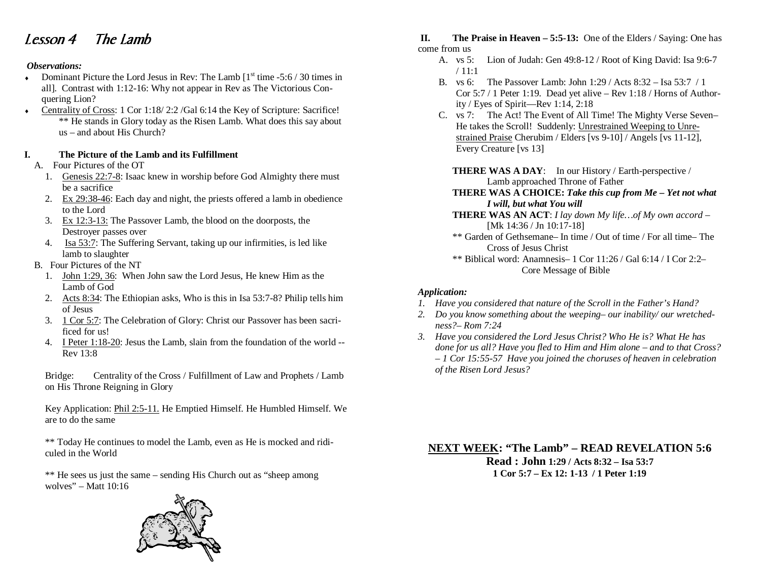# *Lesson 4 The Lamb*

***Observations:***

- Dominant Picture the Lord Jesus in Rev: The Lamb [1st time -5:6 / 30 times in all]. Contrast with 1:12-16: Why not appear in Rev as The Victorious Conquering Lion?
- <u>Centrality of Cross</u>: 1 Cor 1:18/ 2:2 /Gal 6:14 the Key of Scripture: Sacrifice!
  ** He stands in Glory today as the Risen Lamb. What does this say about us – and about His Church?

## I. The Picture of the Lamb and its Fulfillment

A. Four Pictures of the OT

1. <u>Genesis 22:7-8</u>: Isaac knew in worship before God Almighty there must be a sacrifice
2. <u>Ex 29:38-46</u>: Each day and night, the priests offered a lamb in obedience to the Lord
3. <u>Ex 12:3-13:</u> The Passover Lamb, the blood on the doorposts, the Destroyer passes over
4. <u>Isa 53:7</u>: The Suffering Servant, taking up our infirmities, is led like lamb to slaughter

B. Four Pictures of the NT

1. <u>John 1:29, 36</u>: When John saw the Lord Jesus, He knew Him as the Lamb of God
2. <u>Acts 8:34</u>: The Ethiopian asks, Who is this in Isa 53:7-8? Philip tells him of Jesus
3. <u>1 Cor 5:7</u>: The Celebration of Glory: Christ our Passover has been sacrificed for us!
4. <u>I Peter 1:18-20</u>: Jesus the Lamb, slain from the foundation of the world -- Rev 13:8

Bridge: Centrality of the Cross / Fulfillment of Law and Prophets / Lamb on His Throne Reigning in Glory

Key Application: <u>Phil 2:5-11.</u> He Emptied Himself. He Humbled Himself. We are to do the same

** Today He continues to model the Lamb, even as He is mocked and ridiculed in the World

** He sees us just the same – sending His Church out as "sheep among wolves" – Matt 10:16

## II. The Praise in Heaven – 5:5-13: 
One of the Elders / Saying: One has come from us

A. vs 5: Lion of Judah: Gen 49:8-12 / Root of King David: Isa 9:6-7 / 11:1

B. vs 6: The Passover Lamb: John 1:29 / Acts 8:32 – Isa 53:7 / 1 Cor 5:7 / 1 Peter 1:19. Dead yet alive – Rev 1:18 / Horns of Authority / Eyes of Spirit—Rev 1:14, 2:18

C. vs 7: The Act! The Event of All Time! The Mighty Verse Seven– He takes the Scroll! Suddenly: <u>Unrestrained Weeping to Unrestrained Praise</u> Cherubim / Elders [vs 9-10] / Angels [vs 11-12], Every Creature [vs 13]

**THERE WAS A DAY**: In our History / Earth-perspective / Lamb approached Throne of Father

**THERE WAS A CHOICE:** ***Take this cup from Me – Yet not what I will, but what You will***

**THERE WAS AN ACT**: *I lay down My life…of My own accord* – [Mk 14:36 / Jn 10:17-18]

** Garden of Gethsemane– In time / Out of time / For all time– The Cross of Jesus Christ

** Biblical word: Anamnesis– 1 Cor 11:26 / Gal 6:14 / I Cor 2:2– Core Message of Bible

***Application:***

1. *Have you considered that nature of the Scroll in the Father's Hand?*
2. *Do you know something about the weeping– our inability/ our wretchedness?– Rom 7:24*
3. *Have you considered the Lord Jesus Christ? Who He is? What He has done for us all? Have you fled to Him and Him alone – and to that Cross? – 1 Cor 15:55-57 Have you joined the choruses of heaven in celebration of the Risen Lord Jesus?*

**<u>NEXT WEEK</u>: "The Lamb" – READ REVELATION 5:6**
**Read : John 1:29 / Acts 8:32 – Isa 53:7**
**1 Cor 5:7 – Ex 12: 1-13 / 1 Peter 1:19**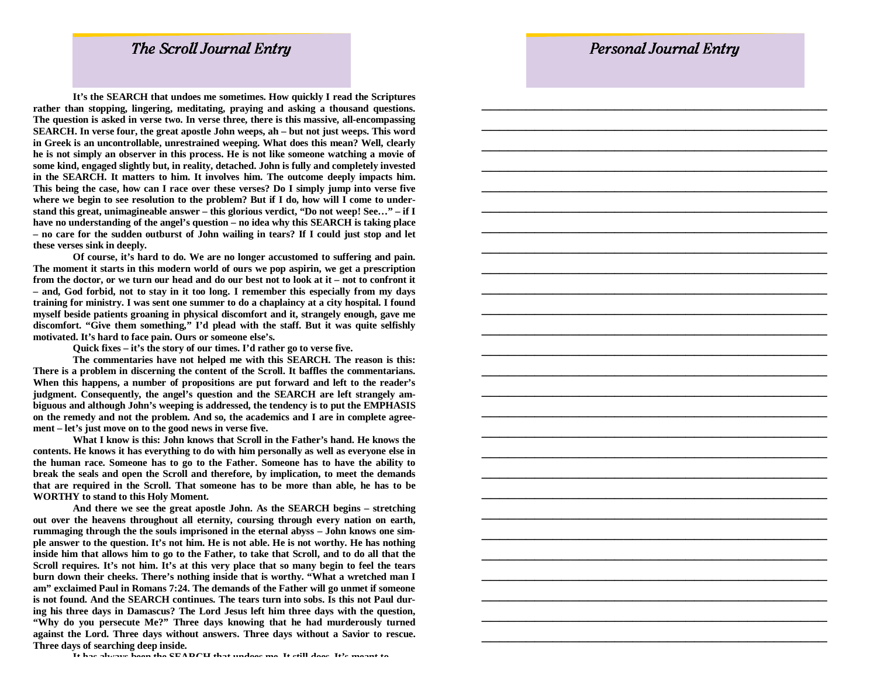## *The Scroll Journal Entry*

**It's the SEARCH that undoes me sometimes. How quickly I read the Scriptures rather than stopping, lingering, meditating, praying and asking a thousand questions. The question is asked in verse two. In verse three, there is this massive, all-encompassing SEARCH. In verse four, the great apostle John weeps, ah – but not just weeps. This word in Greek is an uncontrollable, unrestrained weeping. What does this mean? Well, clearly he is not simply an observer in this process. He is not like someone watching a movie of some kind, engaged slightly but, in reality, detached. John is fully and completely invested in the SEARCH. It matters to him. It involves him. The outcome deeply impacts him. This being the case, how can I race over these verses? Do I simply jump into verse five where we begin to see resolution to the problem? But if I do, how will I come to understand this great, unimagineable answer – this glorious verdict, "Do not weep! See…" – if I have no understanding of the angel's question – no idea why this SEARCH is taking place – no care for the sudden outburst of John wailing in tears? If I could just stop and let these verses sink in deeply.**

**Of course, it's hard to do. We are no longer accustomed to suffering and pain. The moment it starts in this modern world of ours we pop aspirin, we get a prescription from the doctor, or we turn our head and do our best not to look at it – not to confront it – and, God forbid, not to stay in it too long. I remember this especially from my days training for ministry. I was sent one summer to do a chaplaincy at a city hospital. I found myself beside patients groaning in physical discomfort and it, strangely enough, gave me discomfort. "Give them something," I'd plead with the staff. But it was quite selfishly motivated. It's hard to face pain. Ours or someone else's.**

**Quick fixes – it's the story of our times. I'd rather go to verse five.**

**The commentaries have not helped me with this SEARCH. The reason is this: There is a problem in discerning the content of the Scroll. It baffles the commentarians. When this happens, a number of propositions are put forward and left to the reader's judgment. Consequently, the angel's question and the SEARCH are left strangely ambiguous and although John's weeping is addressed, the tendency is to put the EMPHASIS on the remedy and not the problem. And so, the academics and I are in complete agreement – let's just move on to the good news in verse five.**

**What I know is this: John knows that Scroll in the Father's hand. He knows the contents. He knows it has everything to do with him personally as well as everyone else in the human race. Someone has to go to the Father. Someone has to have the ability to break the seals and open the Scroll and therefore, by implication, to meet the demands that are required in the Scroll. That someone has to be more than able, he has to be WORTHY to stand to this Holy Moment.**

**And there we see the great apostle John. As the SEARCH begins – stretching out over the heavens throughout all eternity, coursing through every nation on earth, rummaging through the the souls imprisoned in the eternal abyss – John knows one simple answer to the question. It's not him. He is not able. He is not worthy. He has nothing inside him that allows him to go to the Father, to take that Scroll, and to do all that the Scroll requires. It's not him. It's at this very place that so many begin to feel the tears burn down their cheeks. There's nothing inside that is worthy. "What a wretched man I am" exclaimed Paul in Romans 7:24. The demands of the Father will go unmet if someone is not found. And the SEARCH continues. The tears turn into sobs. Is this not Paul during his three days in Damascus? The Lord Jesus left him three days with the question, "Why do you persecute Me?" Three days knowing that he had murderously turned against the Lord. Three days without answers. Three days without a Savior to rescue. Three days of searching deep inside.**

**It has always been the SEARCH that undoes me. It still does. It's meant to**

## *Personal Journal Entry*

________________________________________________________________

________________________________________________________________

________________________________________________________________

________________________________________________________________

________________________________________________________________

________________________________________________________________

________________________________________________________________

________________________________________________________________

________________________________________________________________

________________________________________________________________

________________________________________________________________

________________________________________________________________

________________________________________________________________

________________________________________________________________

________________________________________________________________

________________________________________________________________

________________________________________________________________

________________________________________________________________

________________________________________________________________

________________________________________________________________

________________________________________________________________

________________________________________________________________

________________________________________________________________

________________________________________________________________

________________________________________________________________

________________________________________________________________

________________________________________________________________